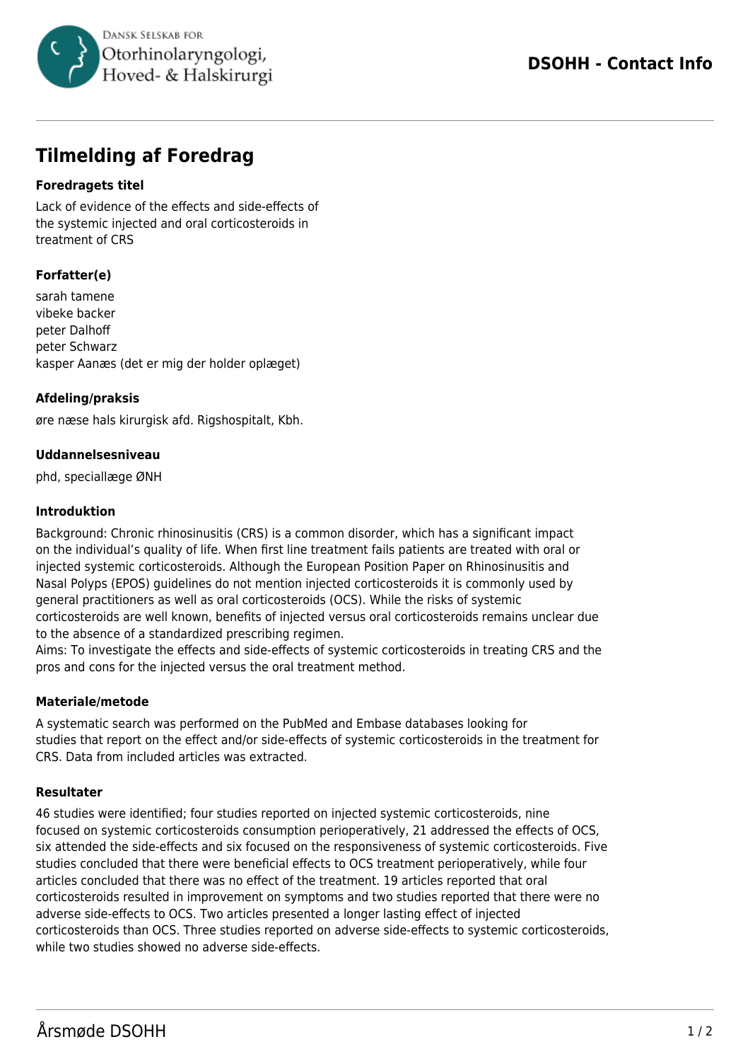# Tilmelding af Foredrag

### Foredragets titel

Lack of evidence of the effects and side-effects of the systemic injected and oral corticosteroids in treatment of CRS

### Forfatter(e)

sarah tamene
vibeke backer
peter Dalhoff
peter Schwarz
kasper Aanæs (det er mig der holder oplæget)

### Afdeling/praksis

øre næse hals kirurgisk afd. Rigshospitalt, Kbh.

### Uddannelsesniveau

phd, speciallæge ØNH

### Introduktion

Background: Chronic rhinosinusitis (CRS) is a common disorder, which has a significant impact on the individual's quality of life. When first line treatment fails patients are treated with oral or injected systemic corticosteroids. Although the European Position Paper on Rhinosinusitis and Nasal Polyps (EPOS) guidelines do not mention injected corticosteroids it is commonly used by general practitioners as well as oral corticosteroids (OCS). While the risks of systemic corticosteroids are well known, benefits of injected versus oral corticosteroids remains unclear due to the absence of a standardized prescribing regimen.
Aims: To investigate the effects and side-effects of systemic corticosteroids in treating CRS and the pros and cons for the injected versus the oral treatment method.

### Materiale/metode

A systematic search was performed on the PubMed and Embase databases looking for studies that report on the effect and/or side-effects of systemic corticosteroids in the treatment for CRS. Data from included articles was extracted.

### Resultater

46 studies were identified; four studies reported on injected systemic corticosteroids, nine focused on systemic corticosteroids consumption perioperatively, 21 addressed the effects of OCS, six attended the side-effects and six focused on the responsiveness of systemic corticosteroids. Five studies concluded that there were beneficial effects to OCS treatment perioperatively, while four articles concluded that there was no effect of the treatment. 19 articles reported that oral corticosteroids resulted in improvement on symptoms and two studies reported that there were no adverse side-effects to OCS. Two articles presented a longer lasting effect of injected corticosteroids than OCS. Three studies reported on adverse side-effects to systemic corticosteroids, while two studies showed no adverse side-effects.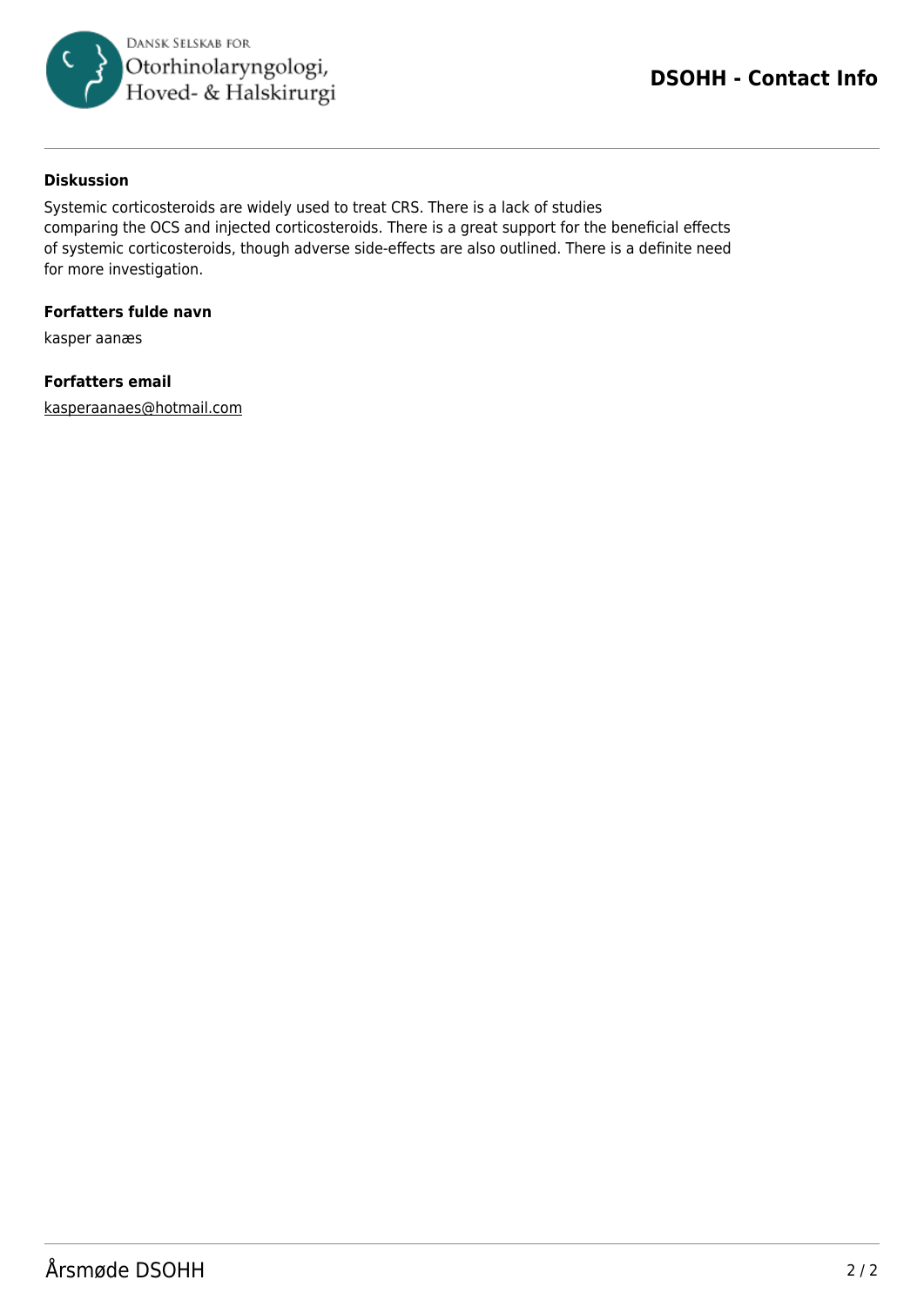**Diskussion**

Systemic corticosteroids are widely used to treat CRS. There is a lack of studies comparing the OCS and injected corticosteroids. There is a great support for the beneficial effects of systemic corticosteroids, though adverse side-effects are also outlined. There is a definite need for more investigation.

**Forfatters fulde navn**

kasper aanæs

**Forfatters email**

kasperaanaes@hotmail.com